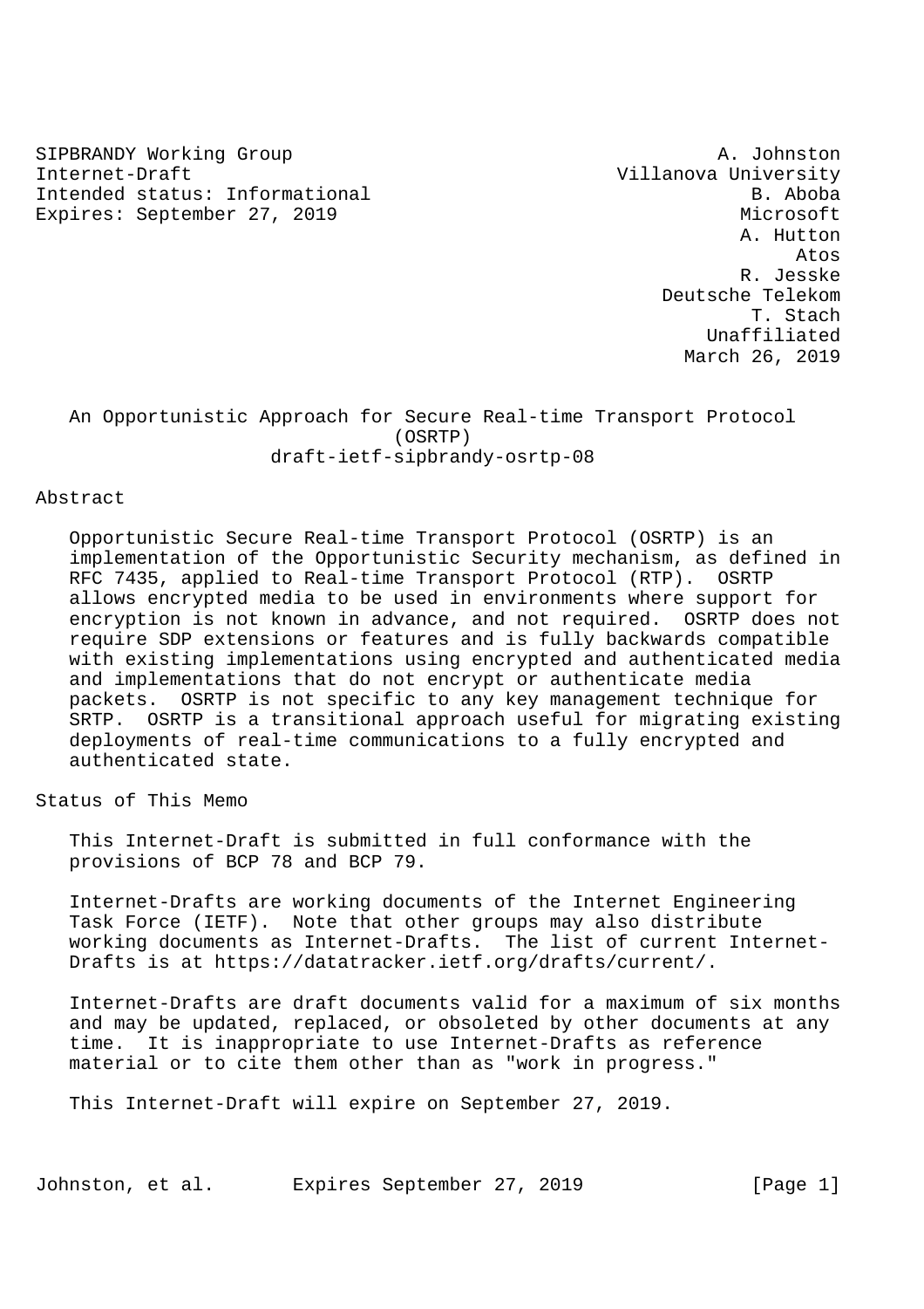SIPBRANDY Working Group
Internet-Draft
Intended status: Informational
Expires: September 27, 2019

A. Johnston
Villanova University
B. Aboba
Microsoft
A. Hutton
Atos
R. Jesske
Deutsche Telekom
T. Stach
Unaffiliated
March 26, 2019

# An Opportunistic Approach for Secure Real-time Transport Protocol (OSRTP)

draft-ietf-sipbrandy-osrtp-08

## Abstract

Opportunistic Secure Real-time Transport Protocol (OSRTP) is an implementation of the Opportunistic Security mechanism, as defined in RFC 7435, applied to Real-time Transport Protocol (RTP). OSRTP allows encrypted media to be used in environments where support for encryption is not known in advance, and not required. OSRTP does not require SDP extensions or features and is fully backwards compatible with existing implementations using encrypted and authenticated media and implementations that do not encrypt or authenticate media packets. OSRTP is not specific to any key management technique for SRTP. OSRTP is a transitional approach useful for migrating existing deployments of real-time communications to a fully encrypted and authenticated state.

## Status of This Memo

This Internet-Draft is submitted in full conformance with the provisions of BCP 78 and BCP 79.

Internet-Drafts are working documents of the Internet Engineering Task Force (IETF). Note that other groups may also distribute working documents as Internet-Drafts. The list of current Internet-Drafts is at https://datatracker.ietf.org/drafts/current/.

Internet-Drafts are draft documents valid for a maximum of six months and may be updated, replaced, or obsoleted by other documents at any time. It is inappropriate to use Internet-Drafts as reference material or to cite them other than as "work in progress."

This Internet-Draft will expire on September 27, 2019.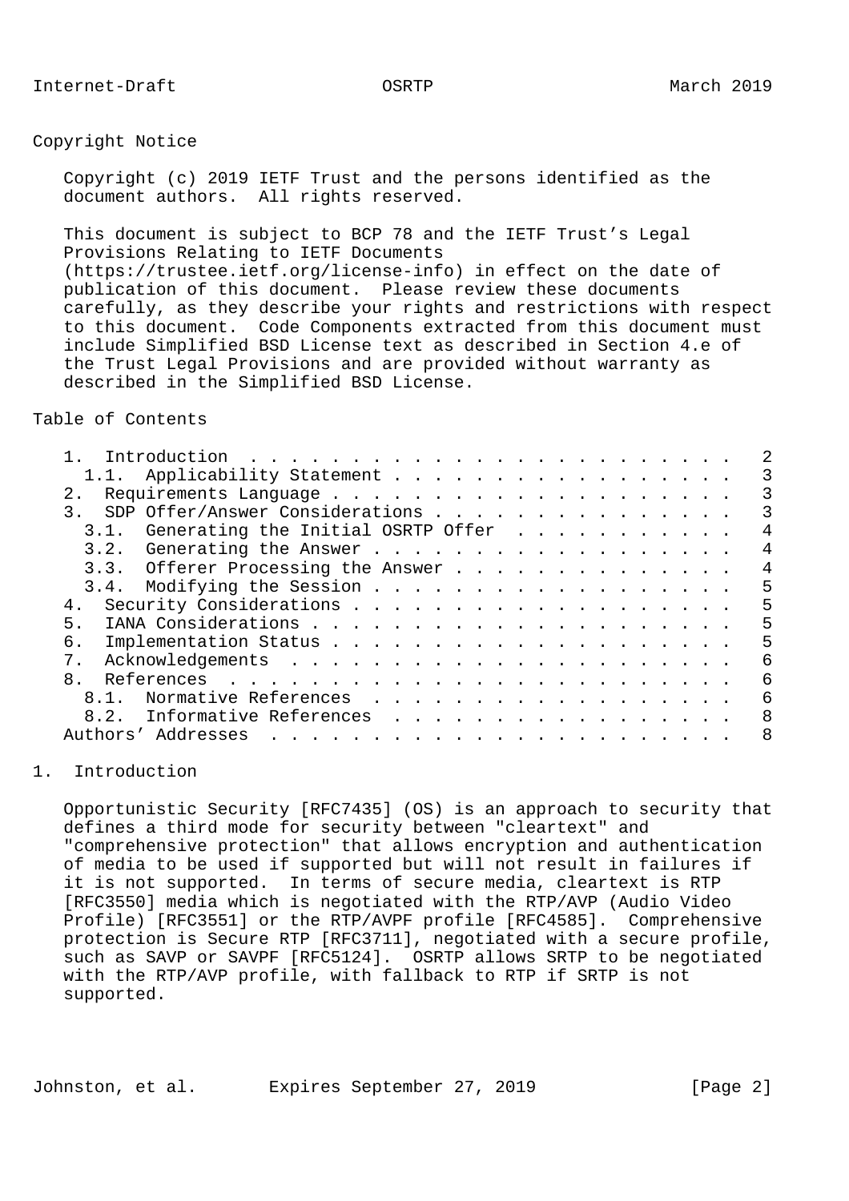## Copyright Notice

Copyright (c) 2019 IETF Trust and the persons identified as the document authors. All rights reserved.

This document is subject to BCP 78 and the IETF Trust's Legal Provisions Relating to IETF Documents (https://trustee.ietf.org/license-info) in effect on the date of publication of this document. Please review these documents carefully, as they describe your rights and restrictions with respect to this document. Code Components extracted from this document must include Simplified BSD License text as described in Section 4.e of the Trust Legal Provisions and are provided without warranty as described in the Simplified BSD License.

## Table of Contents

```
   1.  Introduction . . . . . . . . . . . . . . . . . . . . . . . .   2
     1.1.  Applicability Statement . . . . . . . . . . . . . . . . .   3
   2.  Requirements Language . . . . . . . . . . . . . . . . . . . .   3
   3.  SDP Offer/Answer Considerations . . . . . . . . . . . . . . .   3
     3.1.  Generating the Initial OSRTP Offer  . . . . . . . . . . .   4
     3.2.  Generating the Answer . . . . . . . . . . . . . . . . . .   4
     3.3.  Offerer Processing the Answer . . . . . . . . . . . . . .   4
     3.4.  Modifying the Session . . . . . . . . . . . . . . . . . .   5
   4.  Security Considerations . . . . . . . . . . . . . . . . . . .   5
   5.  IANA Considerations . . . . . . . . . . . . . . . . . . . . .   5
   6.  Implementation Status . . . . . . . . . . . . . . . . . . . .   5
   7.  Acknowledgements  . . . . . . . . . . . . . . . . . . . . . .   6
   8.  References  . . . . . . . . . . . . . . . . . . . . . . . . .   6
     8.1.  Normative References  . . . . . . . . . . . . . . . . . .   6
     8.2.  Informative References  . . . . . . . . . . . . . . . . .   8
   Authors' Addresses  . . . . . . . . . . . . . . . . . . . . . . .   8
```

## 1. Introduction

Opportunistic Security [RFC7435] (OS) is an approach to security that defines a third mode for security between "cleartext" and "comprehensive protection" that allows encryption and authentication of media to be used if supported but will not result in failures if it is not supported. In terms of secure media, cleartext is RTP [RFC3550] media which is negotiated with the RTP/AVP (Audio Video Profile) [RFC3551] or the RTP/AVPF profile [RFC4585]. Comprehensive protection is Secure RTP [RFC3711], negotiated with a secure profile, such as SAVP or SAVPF [RFC5124]. OSRTP allows SRTP to be negotiated with the RTP/AVP profile, with fallback to RTP if SRTP is not supported.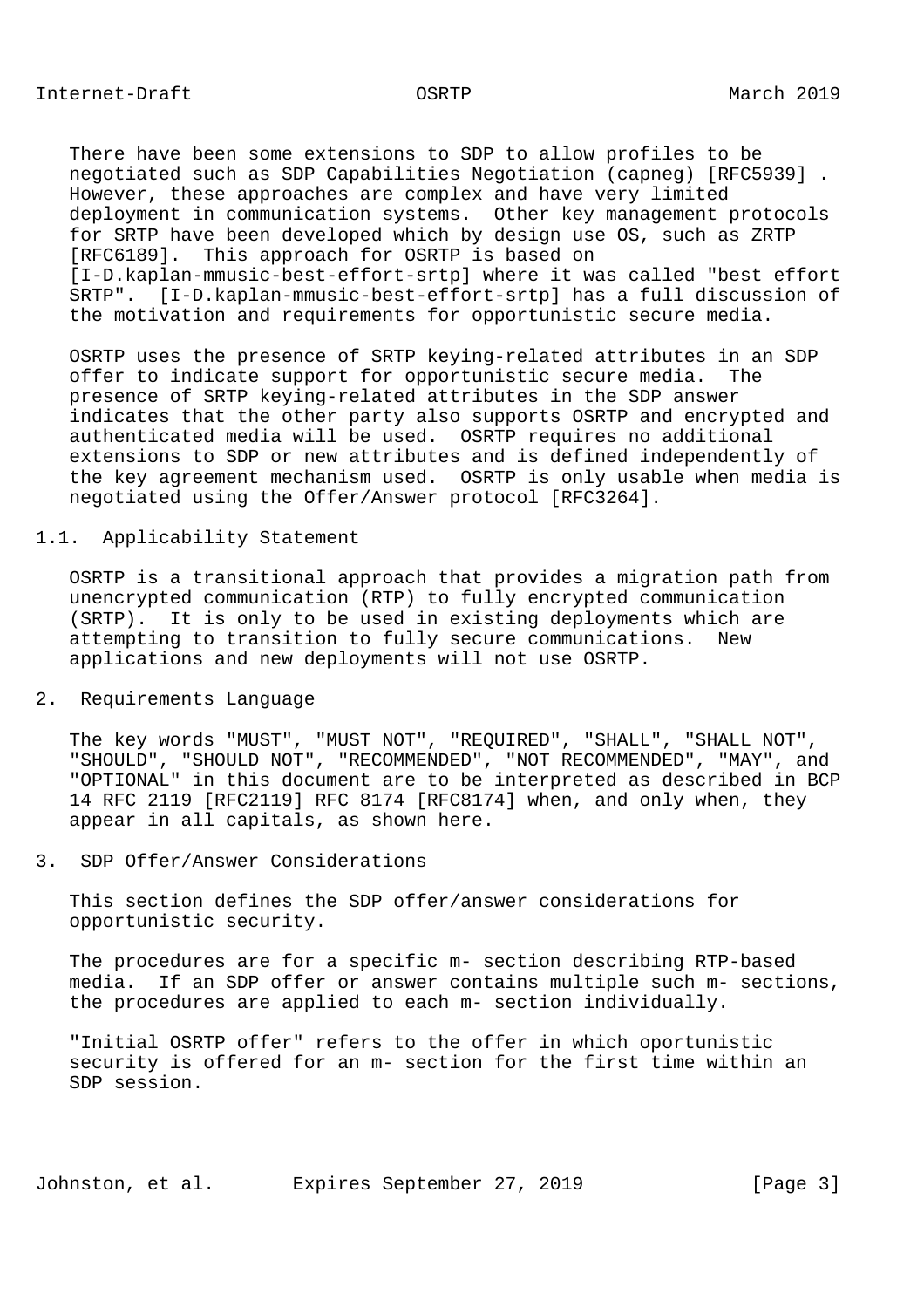There have been some extensions to SDP to allow profiles to be negotiated such as SDP Capabilities Negotiation (capneg) [RFC5939] . However, these approaches are complex and have very limited deployment in communication systems. Other key management protocols for SRTP have been developed which by design use OS, such as ZRTP [RFC6189]. This approach for OSRTP is based on [I-D.kaplan-mmusic-best-effort-srtp] where it was called "best effort SRTP". [I-D.kaplan-mmusic-best-effort-srtp] has a full discussion of the motivation and requirements for opportunistic secure media.

OSRTP uses the presence of SRTP keying-related attributes in an SDP offer to indicate support for opportunistic secure media. The presence of SRTP keying-related attributes in the SDP answer indicates that the other party also supports OSRTP and encrypted and authenticated media will be used. OSRTP requires no additional extensions to SDP or new attributes and is defined independently of the key agreement mechanism used. OSRTP is only usable when media is negotiated using the Offer/Answer protocol [RFC3264].

### 1.1. Applicability Statement

OSRTP is a transitional approach that provides a migration path from unencrypted communication (RTP) to fully encrypted communication (SRTP). It is only to be used in existing deployments which are attempting to transition to fully secure communications. New applications and new deployments will not use OSRTP.

## 2. Requirements Language

The key words "MUST", "MUST NOT", "REQUIRED", "SHALL", "SHALL NOT", "SHOULD", "SHOULD NOT", "RECOMMENDED", "NOT RECOMMENDED", "MAY", and "OPTIONAL" in this document are to be interpreted as described in BCP 14 RFC 2119 [RFC2119] RFC 8174 [RFC8174] when, and only when, they appear in all capitals, as shown here.

## 3. SDP Offer/Answer Considerations

This section defines the SDP offer/answer considerations for opportunistic security.

The procedures are for a specific m- section describing RTP-based media. If an SDP offer or answer contains multiple such m- sections, the procedures are applied to each m- section individually.

"Initial OSRTP offer" refers to the offer in which oportunistic security is offered for an m- section for the first time within an SDP session.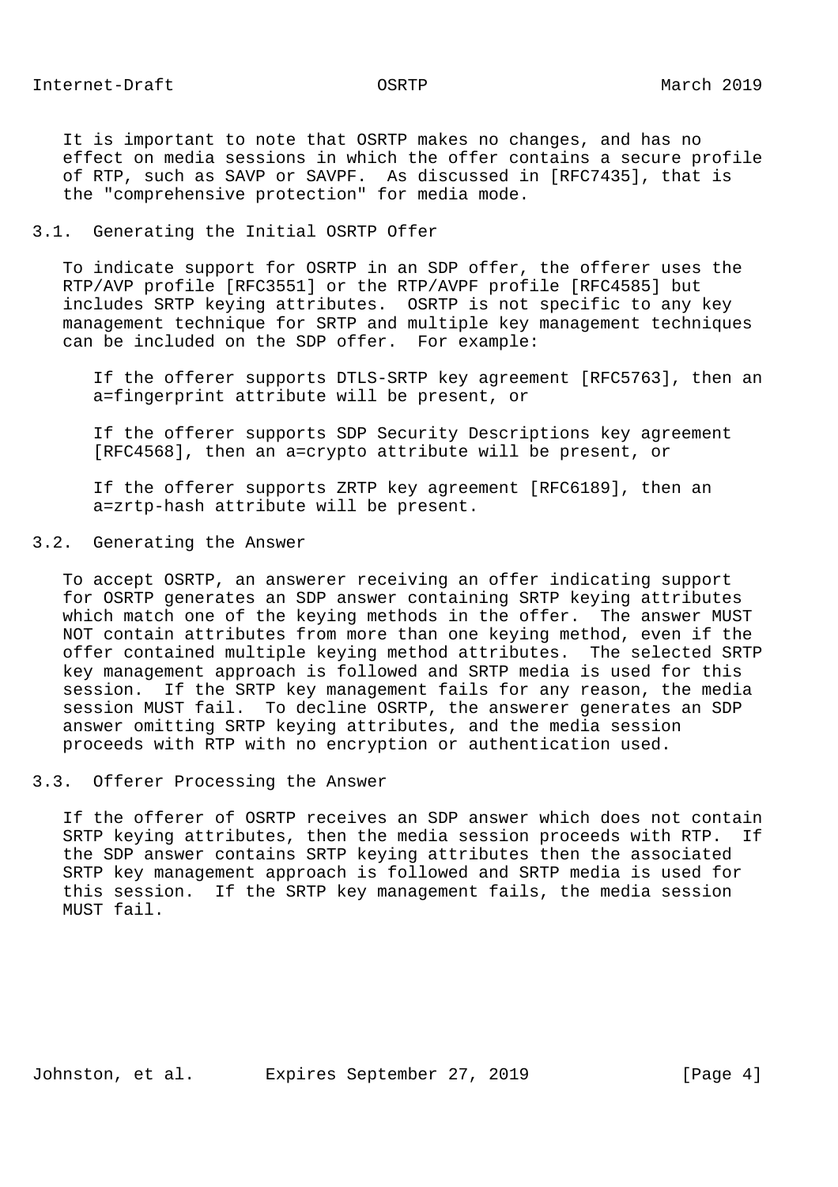It is important to note that OSRTP makes no changes, and has no effect on media sessions in which the offer contains a secure profile of RTP, such as SAVP or SAVPF. As discussed in [RFC7435], that is the "comprehensive protection" for media mode.

### 3.1. Generating the Initial OSRTP Offer

To indicate support for OSRTP in an SDP offer, the offerer uses the RTP/AVP profile [RFC3551] or the RTP/AVPF profile [RFC4585] but includes SRTP keying attributes. OSRTP is not specific to any key management technique for SRTP and multiple key management techniques can be included on the SDP offer. For example:

> If the offerer supports DTLS-SRTP key agreement [RFC5763], then an a=fingerprint attribute will be present, or
>
> If the offerer supports SDP Security Descriptions key agreement [RFC4568], then an a=crypto attribute will be present, or
>
> If the offerer supports ZRTP key agreement [RFC6189], then an a=zrtp-hash attribute will be present.

### 3.2. Generating the Answer

To accept OSRTP, an answerer receiving an offer indicating support for OSRTP generates an SDP answer containing SRTP keying attributes which match one of the keying methods in the offer. The answer MUST NOT contain attributes from more than one keying method, even if the offer contained multiple keying method attributes. The selected SRTP key management approach is followed and SRTP media is used for this session. If the SRTP key management fails for any reason, the media session MUST fail. To decline OSRTP, the answerer generates an SDP answer omitting SRTP keying attributes, and the media session proceeds with RTP with no encryption or authentication used.

### 3.3. Offerer Processing the Answer

If the offerer of OSRTP receives an SDP answer which does not contain SRTP keying attributes, then the media session proceeds with RTP. If the SDP answer contains SRTP keying attributes then the associated SRTP key management approach is followed and SRTP media is used for this session. If the SRTP key management fails, the media session MUST fail.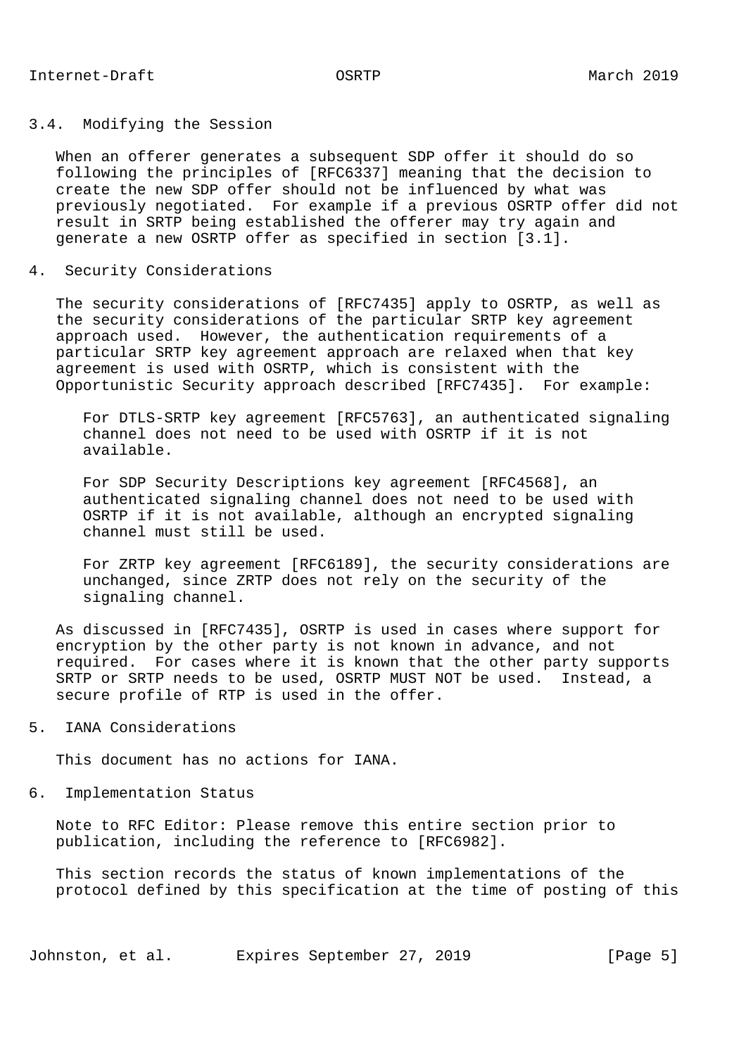### 3.4. Modifying the Session

When an offerer generates a subsequent SDP offer it should do so following the principles of [RFC6337] meaning that the decision to create the new SDP offer should not be influenced by what was previously negotiated. For example if a previous OSRTP offer did not result in SRTP being established the offerer may try again and generate a new OSRTP offer as specified in section [3.1].

## 4. Security Considerations

The security considerations of [RFC7435] apply to OSRTP, as well as the security considerations of the particular SRTP key agreement approach used. However, the authentication requirements of a particular SRTP key agreement approach are relaxed when that key agreement is used with OSRTP, which is consistent with the Opportunistic Security approach described [RFC7435]. For example:

> For DTLS-SRTP key agreement [RFC5763], an authenticated signaling channel does not need to be used with OSRTP if it is not available.
>
> For SDP Security Descriptions key agreement [RFC4568], an authenticated signaling channel does not need to be used with OSRTP if it is not available, although an encrypted signaling channel must still be used.
>
> For ZRTP key agreement [RFC6189], the security considerations are unchanged, since ZRTP does not rely on the security of the signaling channel.

As discussed in [RFC7435], OSRTP is used in cases where support for encryption by the other party is not known in advance, and not required. For cases where it is known that the other party supports SRTP or SRTP needs to be used, OSRTP MUST NOT be used. Instead, a secure profile of RTP is used in the offer.

## 5. IANA Considerations

This document has no actions for IANA.

## 6. Implementation Status

Note to RFC Editor: Please remove this entire section prior to publication, including the reference to [RFC6982].

This section records the status of known implementations of the protocol defined by this specification at the time of posting of this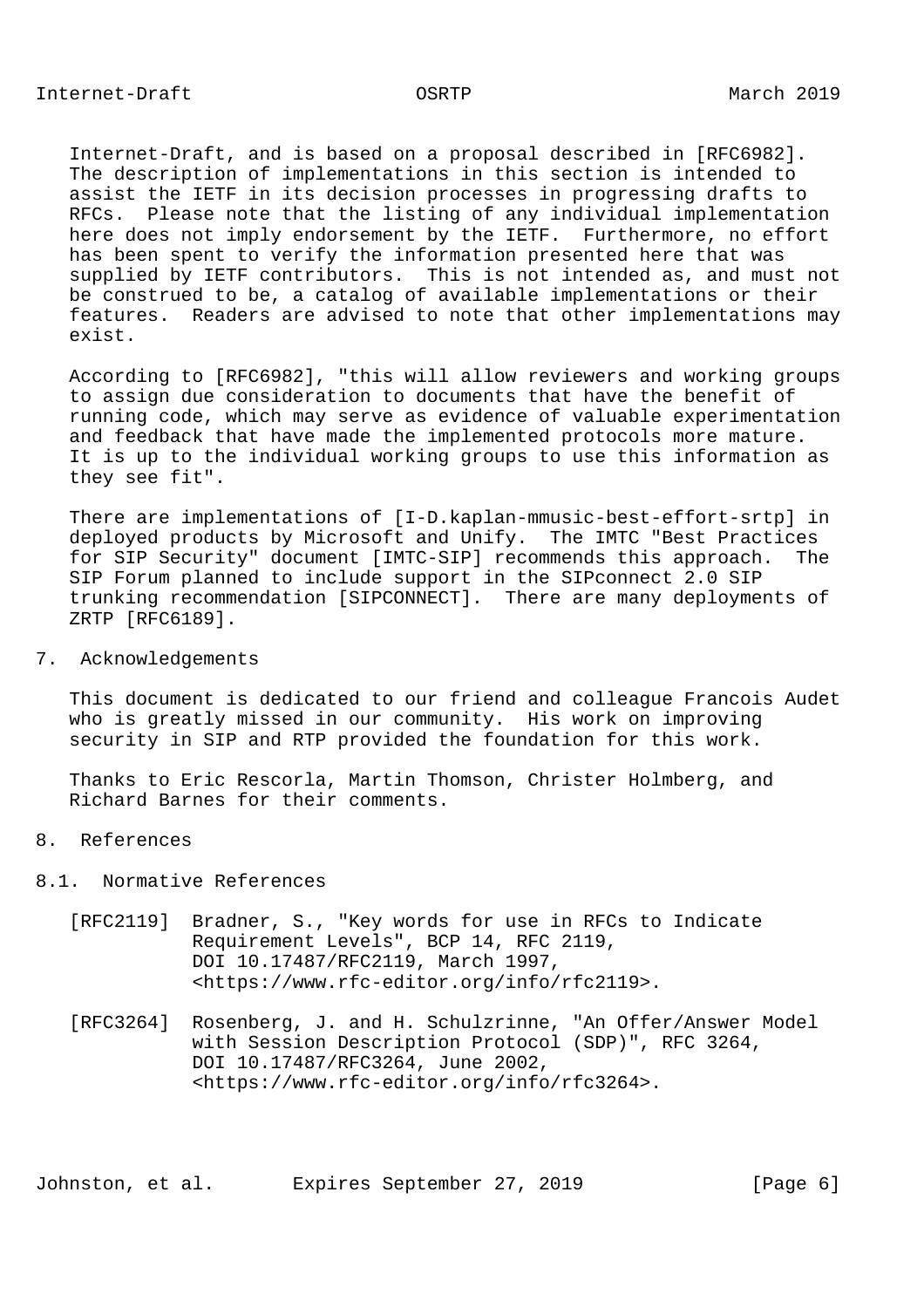Internet-Draft, and is based on a proposal described in [RFC6982]. The description of implementations in this section is intended to assist the IETF in its decision processes in progressing drafts to RFCs. Please note that the listing of any individual implementation here does not imply endorsement by the IETF. Furthermore, no effort has been spent to verify the information presented here that was supplied by IETF contributors. This is not intended as, and must not be construed to be, a catalog of available implementations or their features. Readers are advised to note that other implementations may exist.

According to [RFC6982], "this will allow reviewers and working groups to assign due consideration to documents that have the benefit of running code, which may serve as evidence of valuable experimentation and feedback that have made the implemented protocols more mature. It is up to the individual working groups to use this information as they see fit".

There are implementations of [I-D.kaplan-mmusic-best-effort-srtp] in deployed products by Microsoft and Unify. The IMTC "Best Practices for SIP Security" document [IMTC-SIP] recommends this approach. The SIP Forum planned to include support in the SIPconnect 2.0 SIP trunking recommendation [SIPCONNECT]. There are many deployments of ZRTP [RFC6189].

## 7. Acknowledgements

This document is dedicated to our friend and colleague Francois Audet who is greatly missed in our community. His work on improving security in SIP and RTP provided the foundation for this work.

Thanks to Eric Rescorla, Martin Thomson, Christer Holmberg, and Richard Barnes for their comments.

## 8. References

### 8.1. Normative References

[RFC2119] Bradner, S., "Key words for use in RFCs to Indicate Requirement Levels", BCP 14, RFC 2119, DOI 10.17487/RFC2119, March 1997, <https://www.rfc-editor.org/info/rfc2119>.

[RFC3264] Rosenberg, J. and H. Schulzrinne, "An Offer/Answer Model with Session Description Protocol (SDP)", RFC 3264, DOI 10.17487/RFC3264, June 2002, <https://www.rfc-editor.org/info/rfc3264>.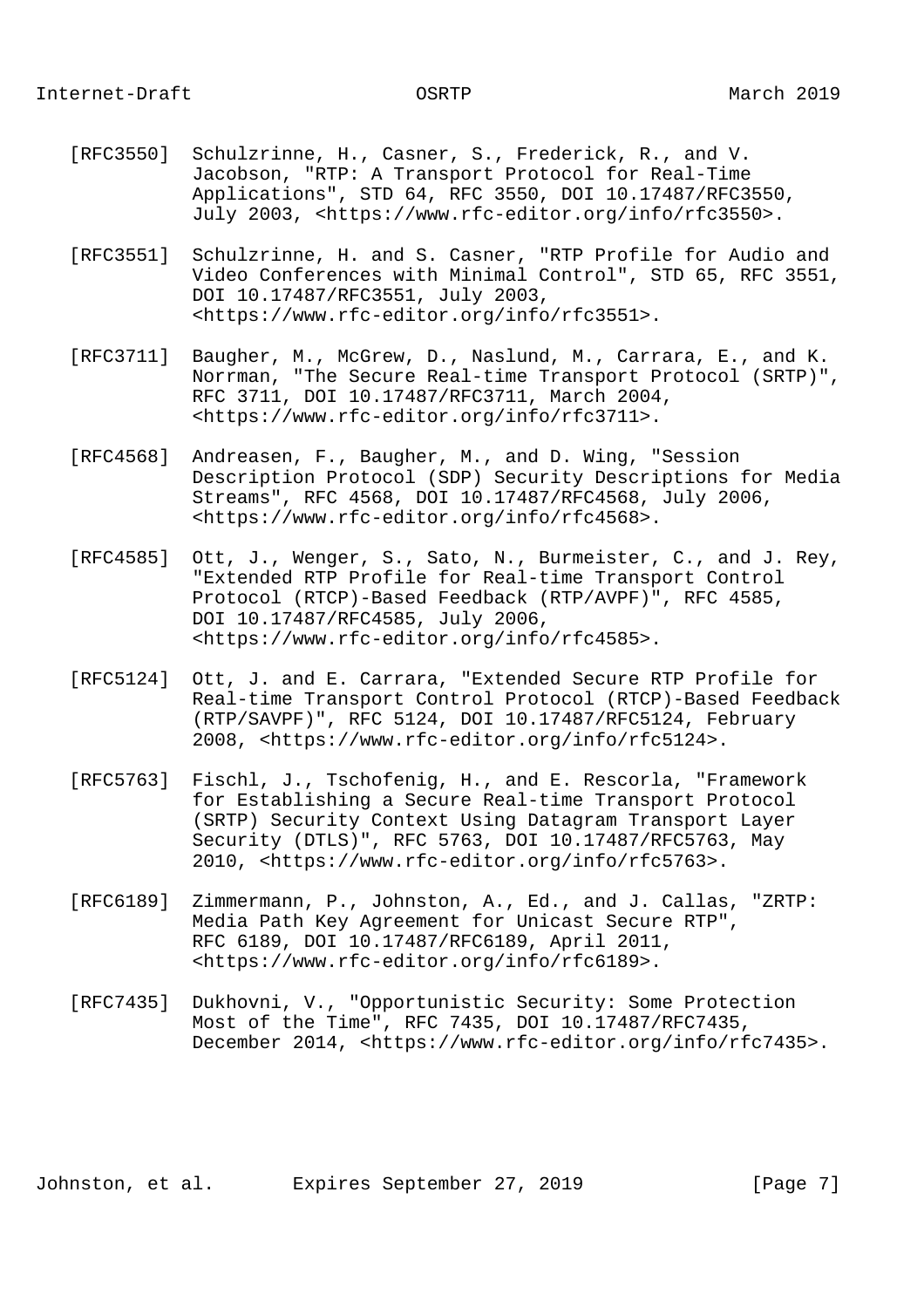[RFC3550] Schulzrinne, H., Casner, S., Frederick, R., and V. Jacobson, "RTP: A Transport Protocol for Real-Time Applications", STD 64, RFC 3550, DOI 10.17487/RFC3550, July 2003, <https://www.rfc-editor.org/info/rfc3550>.

[RFC3551] Schulzrinne, H. and S. Casner, "RTP Profile for Audio and Video Conferences with Minimal Control", STD 65, RFC 3551, DOI 10.17487/RFC3551, July 2003, <https://www.rfc-editor.org/info/rfc3551>.

[RFC3711] Baugher, M., McGrew, D., Naslund, M., Carrara, E., and K. Norrman, "The Secure Real-time Transport Protocol (SRTP)", RFC 3711, DOI 10.17487/RFC3711, March 2004, <https://www.rfc-editor.org/info/rfc3711>.

[RFC4568] Andreasen, F., Baugher, M., and D. Wing, "Session Description Protocol (SDP) Security Descriptions for Media Streams", RFC 4568, DOI 10.17487/RFC4568, July 2006, <https://www.rfc-editor.org/info/rfc4568>.

[RFC4585] Ott, J., Wenger, S., Sato, N., Burmeister, C., and J. Rey, "Extended RTP Profile for Real-time Transport Control Protocol (RTCP)-Based Feedback (RTP/AVPF)", RFC 4585, DOI 10.17487/RFC4585, July 2006, <https://www.rfc-editor.org/info/rfc4585>.

[RFC5124] Ott, J. and E. Carrara, "Extended Secure RTP Profile for Real-time Transport Control Protocol (RTCP)-Based Feedback (RTP/SAVPF)", RFC 5124, DOI 10.17487/RFC5124, February 2008, <https://www.rfc-editor.org/info/rfc5124>.

[RFC5763] Fischl, J., Tschofenig, H., and E. Rescorla, "Framework for Establishing a Secure Real-time Transport Protocol (SRTP) Security Context Using Datagram Transport Layer Security (DTLS)", RFC 5763, DOI 10.17487/RFC5763, May 2010, <https://www.rfc-editor.org/info/rfc5763>.

[RFC6189] Zimmermann, P., Johnston, A., Ed., and J. Callas, "ZRTP: Media Path Key Agreement for Unicast Secure RTP", RFC 6189, DOI 10.17487/RFC6189, April 2011, <https://www.rfc-editor.org/info/rfc6189>.

[RFC7435] Dukhovni, V., "Opportunistic Security: Some Protection Most of the Time", RFC 7435, DOI 10.17487/RFC7435, December 2014, <https://www.rfc-editor.org/info/rfc7435>.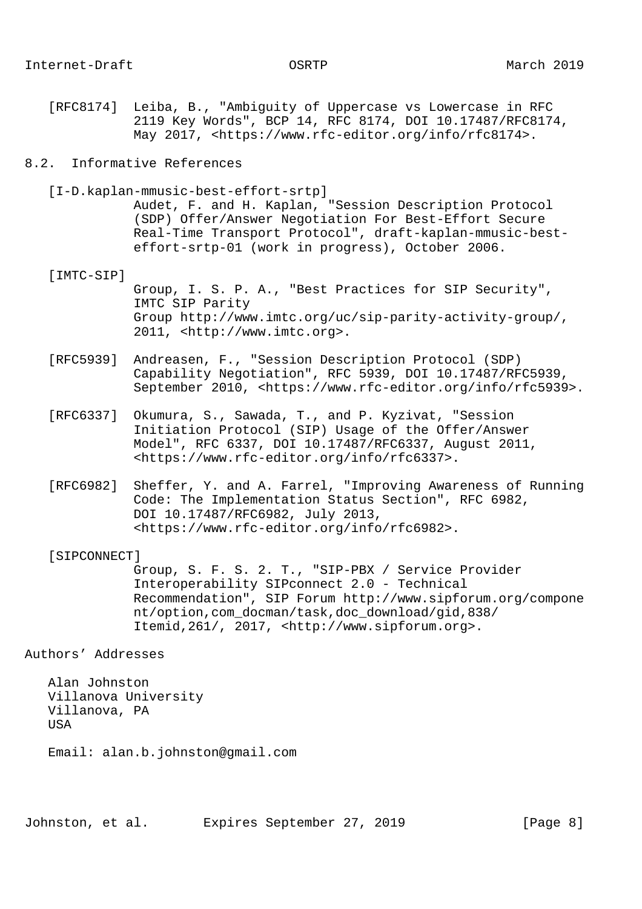[RFC8174] Leiba, B., "Ambiguity of Uppercase vs Lowercase in RFC 2119 Key Words", BCP 14, RFC 8174, DOI 10.17487/RFC8174, May 2017, <https://www.rfc-editor.org/info/rfc8174>.

## 8.2. Informative References

[I-D.kaplan-mmusic-best-effort-srtp]
Audet, F. and H. Kaplan, "Session Description Protocol (SDP) Offer/Answer Negotiation For Best-Effort Secure Real-Time Transport Protocol", draft-kaplan-mmusic-best-effort-srtp-01 (work in progress), October 2006.

[IMTC-SIP]
Group, I. S. P. A., "Best Practices for SIP Security", IMTC SIP Parity Group http://www.imtc.org/uc/sip-parity-activity-group/, 2011, <http://www.imtc.org>.

[RFC5939] Andreasen, F., "Session Description Protocol (SDP) Capability Negotiation", RFC 5939, DOI 10.17487/RFC5939, September 2010, <https://www.rfc-editor.org/info/rfc5939>.

[RFC6337] Okumura, S., Sawada, T., and P. Kyzivat, "Session Initiation Protocol (SIP) Usage of the Offer/Answer Model", RFC 6337, DOI 10.17487/RFC6337, August 2011, <https://www.rfc-editor.org/info/rfc6337>.

[RFC6982] Sheffer, Y. and A. Farrel, "Improving Awareness of Running Code: The Implementation Status Section", RFC 6982, DOI 10.17487/RFC6982, July 2013, <https://www.rfc-editor.org/info/rfc6982>.

[SIPCONNECT]
Group, S. F. S. 2. T., "SIP-PBX / Service Provider Interoperability SIPconnect 2.0 - Technical Recommendation", SIP Forum http://www.sipforum.org/component/option,com_docman/task,doc_download/gid,838/Itemid,261/, 2017, <http://www.sipforum.org>.

## Authors' Addresses

Alan Johnston
Villanova University
Villanova, PA
USA

Email: alan.b.johnston@gmail.com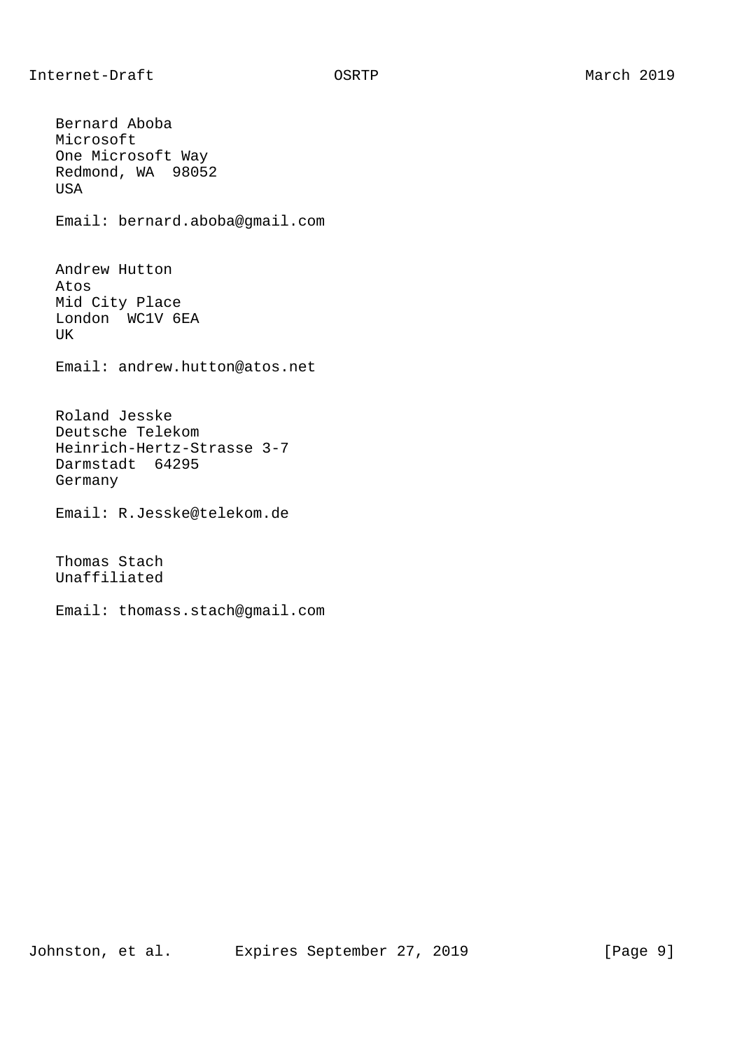Bernard Aboba
Microsoft
One Microsoft Way
Redmond, WA  98052
USA

Email: bernard.aboba@gmail.com

Andrew Hutton
Atos
Mid City Place
London  WC1V 6EA
UK

Email: andrew.hutton@atos.net

Roland Jesske
Deutsche Telekom
Heinrich-Hertz-Strasse 3-7
Darmstadt  64295
Germany

Email: R.Jesske@telekom.de

Thomas Stach
Unaffiliated

Email: thomass.stach@gmail.com